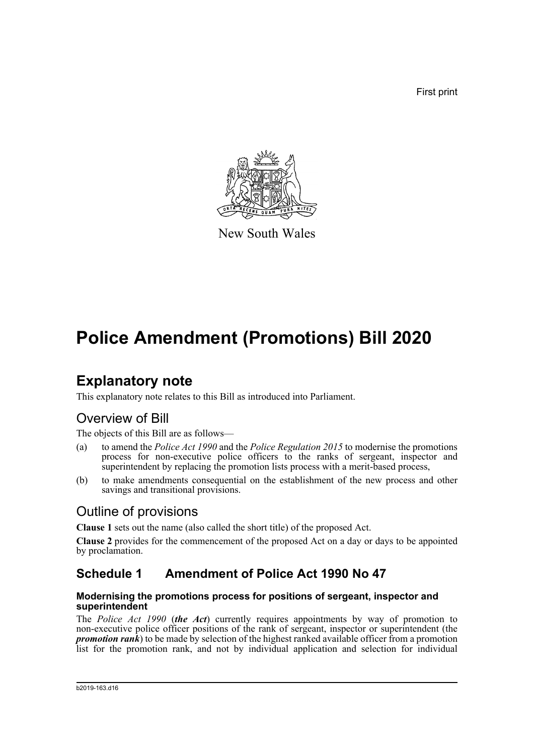First print

New South Wales

# Police Amendment (Promotions) Bill 2020

## Explanatory note

This explanatory note relates to this Bill as introduced into Parliament.

### Overview of Bill

The objects of this Bill are as follows—

(a) to amend the *Police Act 1990* and the *Police Regulation 2015* to modernise the promotions process for non-executive police officers to the ranks of sergeant, inspector and superintendent by replacing the promotion lists process with a merit-based process,

(b) to make amendments consequential on the establishment of the new process and other savings and transitional provisions.

### Outline of provisions

**Clause 1** sets out the name (also called the short title) of the proposed Act.

**Clause 2** provides for the commencement of the proposed Act on a day or days to be appointed by proclamation.

## Schedule 1 Amendment of Police Act 1990 No 47

#### Modernising the promotions process for positions of sergeant, inspector and superintendent

The *Police Act 1990* (***the Act***) currently requires appointments by way of promotion to non-executive police officer positions of the rank of sergeant, inspector or superintendent (the ***promotion rank***) to be made by selection of the highest ranked available officer from a promotion list for the promotion rank, and not by individual application and selection for individual

b2019-163.d16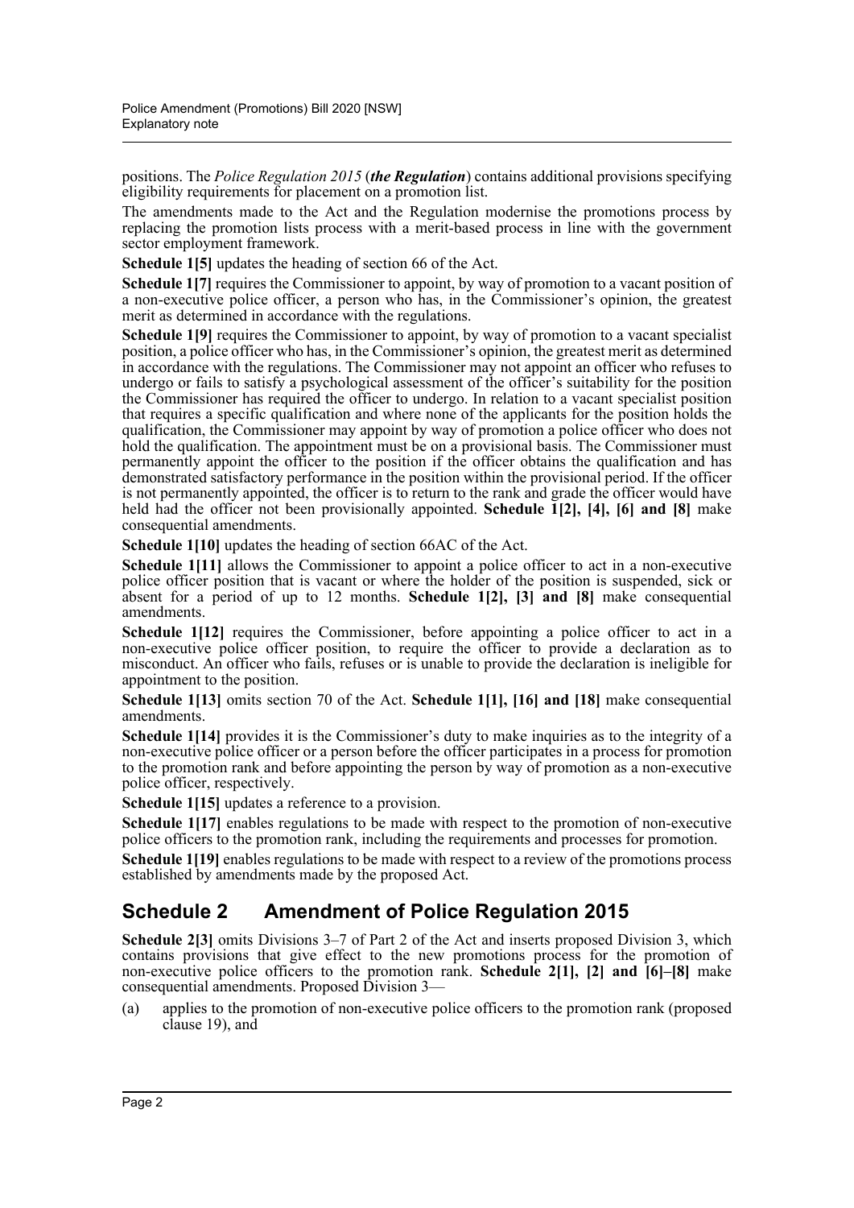positions. The *Police Regulation 2015* (***the Regulation***) contains additional provisions specifying eligibility requirements for placement on a promotion list.

The amendments made to the Act and the Regulation modernise the promotions process by replacing the promotion lists process with a merit-based process in line with the government sector employment framework.

**Schedule 1[5]** updates the heading of section 66 of the Act.

**Schedule 1[7]** requires the Commissioner to appoint, by way of promotion to a vacant position of a non-executive police officer, a person who has, in the Commissioner's opinion, the greatest merit as determined in accordance with the regulations.

**Schedule 1[9]** requires the Commissioner to appoint, by way of promotion to a vacant specialist position, a police officer who has, in the Commissioner's opinion, the greatest merit as determined in accordance with the regulations. The Commissioner may not appoint an officer who refuses to undergo or fails to satisfy a psychological assessment of the officer's suitability for the position the Commissioner has required the officer to undergo. In relation to a vacant specialist position that requires a specific qualification and where none of the applicants for the position holds the qualification, the Commissioner may appoint by way of promotion a police officer who does not hold the qualification. The appointment must be on a provisional basis. The Commissioner must permanently appoint the officer to the position if the officer obtains the qualification and has demonstrated satisfactory performance in the position within the provisional period. If the officer is not permanently appointed, the officer is to return to the rank and grade the officer would have held had the officer not been provisionally appointed. **Schedule 1[2], [4], [6] and [8]** make consequential amendments.

**Schedule 1[10]** updates the heading of section 66AC of the Act.

**Schedule 1[11]** allows the Commissioner to appoint a police officer to act in a non-executive police officer position that is vacant or where the holder of the position is suspended, sick or absent for a period of up to 12 months. **Schedule 1[2], [3] and [8]** make consequential amendments.

**Schedule 1[12]** requires the Commissioner, before appointing a police officer to act in a non-executive police officer position, to require the officer to provide a declaration as to misconduct. An officer who fails, refuses or is unable to provide the declaration is ineligible for appointment to the position.

**Schedule 1[13]** omits section 70 of the Act. **Schedule 1[1], [16] and [18]** make consequential amendments.

**Schedule 1[14]** provides it is the Commissioner's duty to make inquiries as to the integrity of a non-executive police officer or a person before the officer participates in a process for promotion to the promotion rank and before appointing the person by way of promotion as a non-executive police officer, respectively.

**Schedule 1[15]** updates a reference to a provision.

**Schedule 1[17]** enables regulations to be made with respect to the promotion of non-executive police officers to the promotion rank, including the requirements and processes for promotion.

**Schedule 1[19]** enables regulations to be made with respect to a review of the promotions process established by amendments made by the proposed Act.

## Schedule 2 Amendment of Police Regulation 2015

**Schedule 2[3]** omits Divisions 3–7 of Part 2 of the Act and inserts proposed Division 3, which contains provisions that give effect to the new promotions process for the promotion of non-executive police officers to the promotion rank. **Schedule 2[1], [2] and [6]–[8]** make consequential amendments. Proposed Division 3—

(a) applies to the promotion of non-executive police officers to the promotion rank (proposed clause 19), and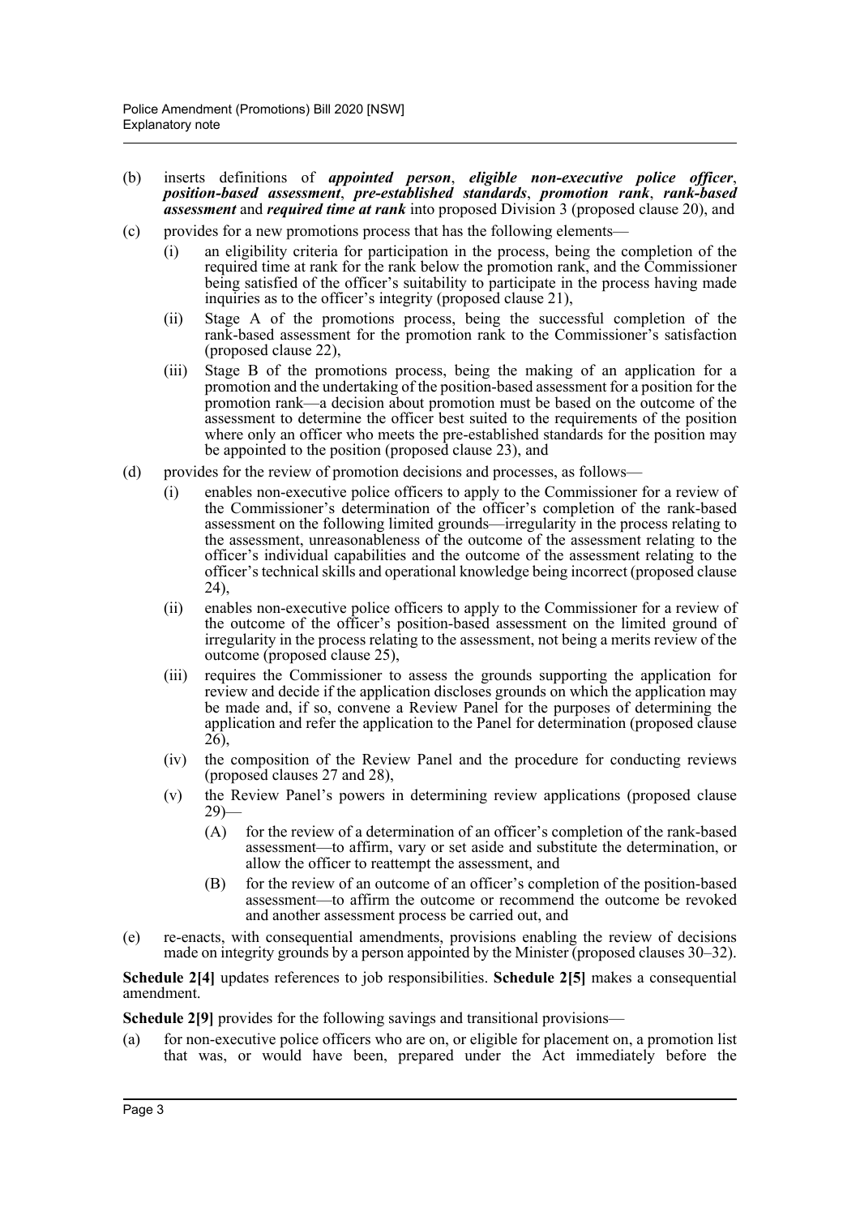(b) inserts definitions of ***appointed person***, ***eligible non-executive police officer***, ***position-based assessment***, ***pre-established standards***, ***promotion rank***, ***rank-based assessment*** and ***required time at rank*** into proposed Division 3 (proposed clause 20), and

(c) provides for a new promotions process that has the following elements—

  (i) an eligibility criteria for participation in the process, being the completion of the required time at rank for the rank below the promotion rank, and the Commissioner being satisfied of the officer's suitability to participate in the process having made inquiries as to the officer's integrity (proposed clause 21),

  (ii) Stage A of the promotions process, being the successful completion of the rank-based assessment for the promotion rank to the Commissioner's satisfaction (proposed clause 22),

  (iii) Stage B of the promotions process, being the making of an application for a promotion and the undertaking of the position-based assessment for a position for the promotion rank—a decision about promotion must be based on the outcome of the assessment to determine the officer best suited to the requirements of the position where only an officer who meets the pre-established standards for the position may be appointed to the position (proposed clause 23), and

(d) provides for the review of promotion decisions and processes, as follows—

  (i) enables non-executive police officers to apply to the Commissioner for a review of the Commissioner's determination of the officer's completion of the rank-based assessment on the following limited grounds—irregularity in the process relating to the assessment, unreasonableness of the outcome of the assessment relating to the officer's individual capabilities and the outcome of the assessment relating to the officer's technical skills and operational knowledge being incorrect (proposed clause 24),

  (ii) enables non-executive police officers to apply to the Commissioner for a review of the outcome of the officer's position-based assessment on the limited ground of irregularity in the process relating to the assessment, not being a merits review of the outcome (proposed clause 25),

  (iii) requires the Commissioner to assess the grounds supporting the application for review and decide if the application discloses grounds on which the application may be made and, if so, convene a Review Panel for the purposes of determining the application and refer the application to the Panel for determination (proposed clause 26),

  (iv) the composition of the Review Panel and the procedure for conducting reviews (proposed clauses 27 and 28),

  (v) the Review Panel's powers in determining review applications (proposed clause 29)—

    (A) for the review of a determination of an officer's completion of the rank-based assessment—to affirm, vary or set aside and substitute the determination, or allow the officer to reattempt the assessment, and

    (B) for the review of an outcome of an officer's completion of the position-based assessment—to affirm the outcome or recommend the outcome be revoked and another assessment process be carried out, and

(e) re-enacts, with consequential amendments, provisions enabling the review of decisions made on integrity grounds by a person appointed by the Minister (proposed clauses 30–32).

**Schedule 2[4]** updates references to job responsibilities. **Schedule 2[5]** makes a consequential amendment.

**Schedule 2[9]** provides for the following savings and transitional provisions—

(a) for non-executive police officers who are on, or eligible for placement on, a promotion list that was, or would have been, prepared under the Act immediately before the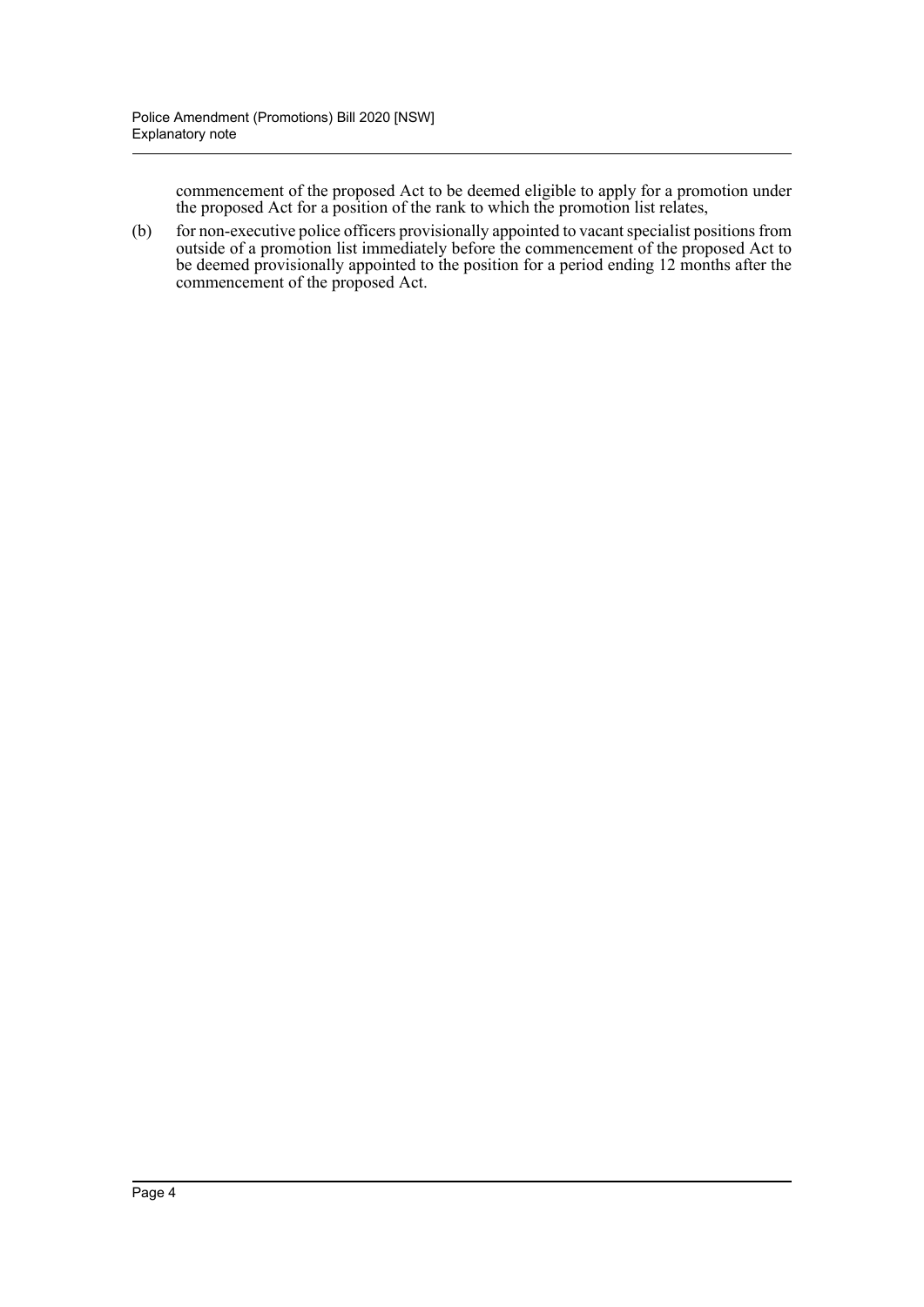commencement of the proposed Act to be deemed eligible to apply for a promotion under the proposed Act for a position of the rank to which the promotion list relates,

(b) for non-executive police officers provisionally appointed to vacant specialist positions from outside of a promotion list immediately before the commencement of the proposed Act to be deemed provisionally appointed to the position for a period ending 12 months after the commencement of the proposed Act.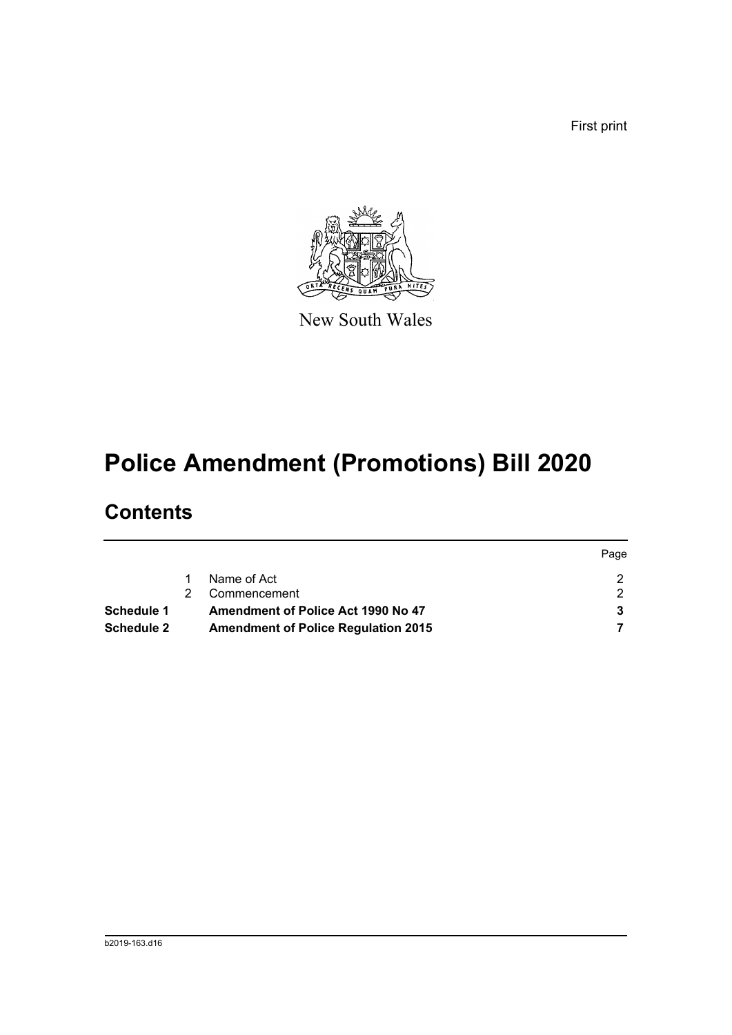First print

New South Wales

# Police Amendment (Promotions) Bill 2020

## Contents

| | | | Page |
|---|---|---|---|
| | 1 | Name of Act | 2 |
| | 2 | Commencement | 2 |
| **Schedule 1** | | **Amendment of Police Act 1990 No 47** | **3** |
| **Schedule 2** | | **Amendment of Police Regulation 2015** | **7** |

b2019-163.d16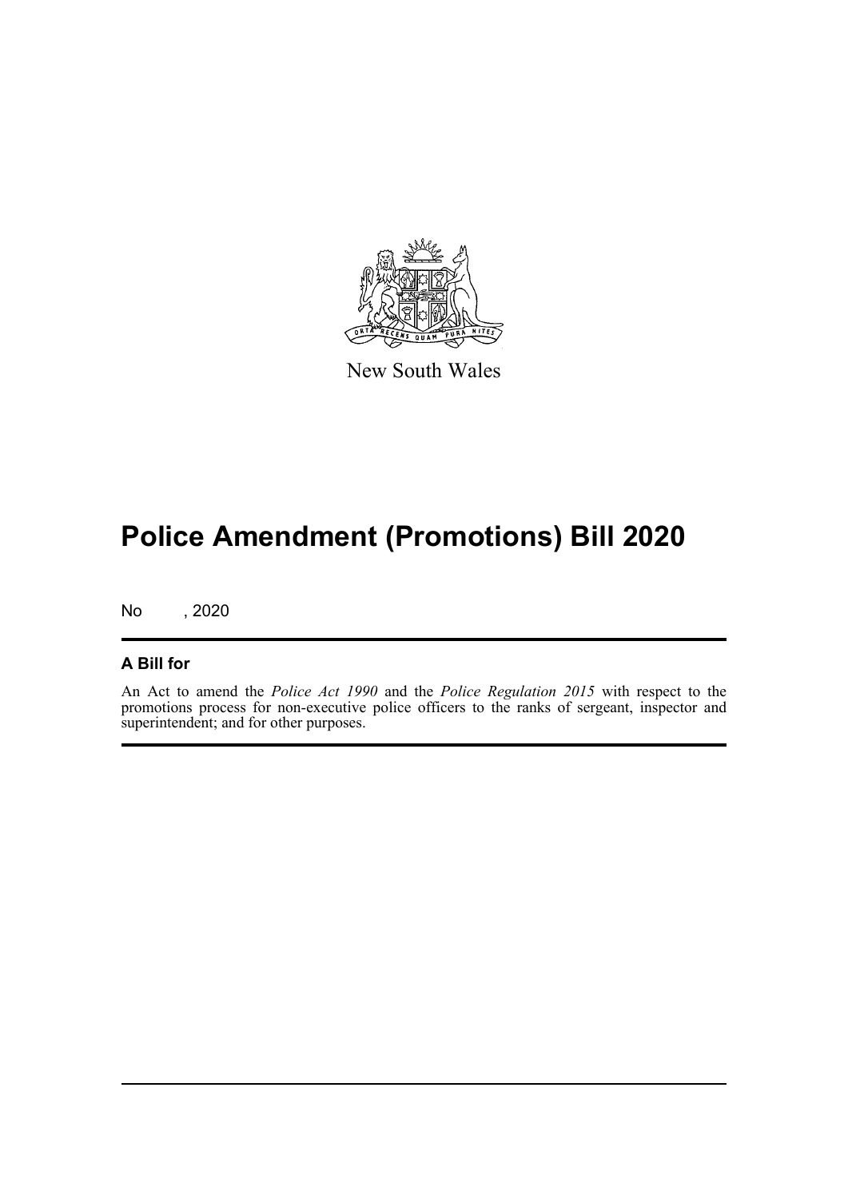New South Wales

# Police Amendment (Promotions) Bill 2020

No , 2020

## A Bill for

An Act to amend the *Police Act 1990* and the *Police Regulation 2015* with respect to the promotions process for non-executive police officers to the ranks of sergeant, inspector and superintendent; and for other purposes.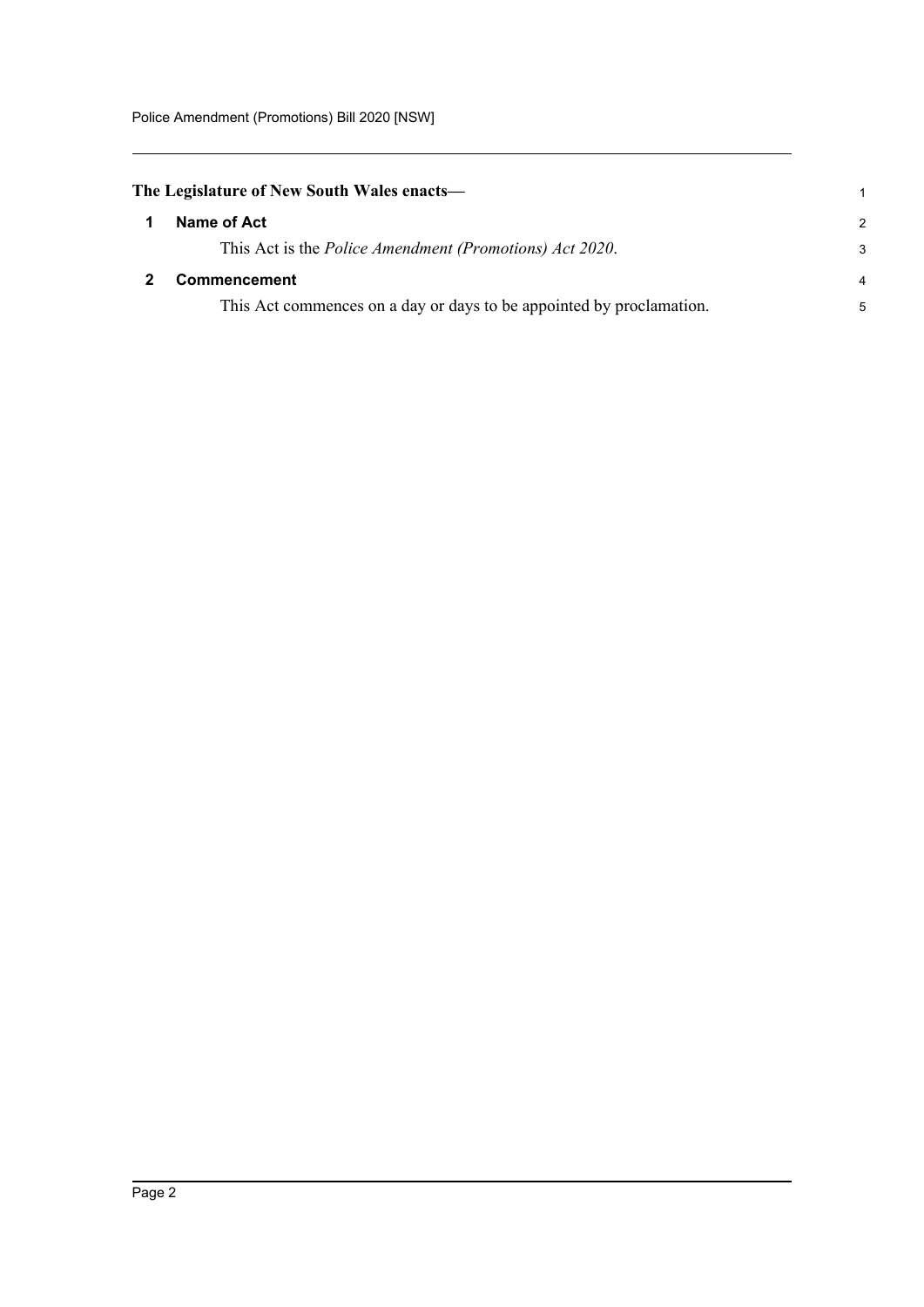**The Legislature of New South Wales enacts—**

## 1 Name of Act

This Act is the *Police Amendment (Promotions) Act 2020*.

## 2 Commencement

This Act commences on a day or days to be appointed by proclamation.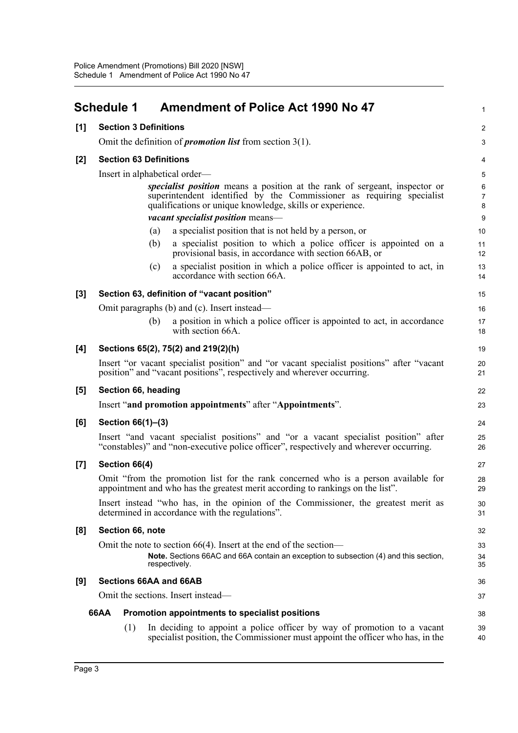# Schedule 1 Amendment of Police Act 1990 No 47

**[1] Section 3 Definitions**

Omit the definition of ***promotion list*** from section 3(1).

**[2] Section 63 Definitions**

Insert in alphabetical order—

> ***specialist position*** means a position at the rank of sergeant, inspector or superintendent identified by the Commissioner as requiring specialist qualifications or unique knowledge, skills or experience.
>
> ***vacant specialist position*** means—
>
> (a) a specialist position that is not held by a person, or
>
> (b) a specialist position to which a police officer is appointed on a provisional basis, in accordance with section 66AB, or
>
> (c) a specialist position in which a police officer is appointed to act, in accordance with section 66A.

**[3] Section 63, definition of "vacant position"**

Omit paragraphs (b) and (c). Insert instead—

> (b) a position in which a police officer is appointed to act, in accordance with section 66A.

**[4] Sections 65(2), 75(2) and 219(2)(h)**

Insert "or vacant specialist position" and "or vacant specialist positions" after "vacant position" and "vacant positions", respectively and wherever occurring.

**[5] Section 66, heading**

Insert "**and promotion appointments**" after "**Appointments**".

**[6] Section 66(1)–(3)**

Insert "and vacant specialist positions" and "or a vacant specialist position" after "constables)" and "non-executive police officer", respectively and wherever occurring.

**[7] Section 66(4)**

Omit "from the promotion list for the rank concerned who is a person available for appointment and who has the greatest merit according to rankings on the list".

Insert instead "who has, in the opinion of the Commissioner, the greatest merit as determined in accordance with the regulations".

**[8] Section 66, note**

Omit the note to section 66(4). Insert at the end of the section—

> **Note.** Sections 66AC and 66A contain an exception to subsection (4) and this section, respectively.

**[9] Sections 66AA and 66AB**

Omit the sections. Insert instead—

> **66AA Promotion appointments to specialist positions**
>
> (1) In deciding to appoint a police officer by way of promotion to a vacant specialist position, the Commissioner must appoint the officer who has, in the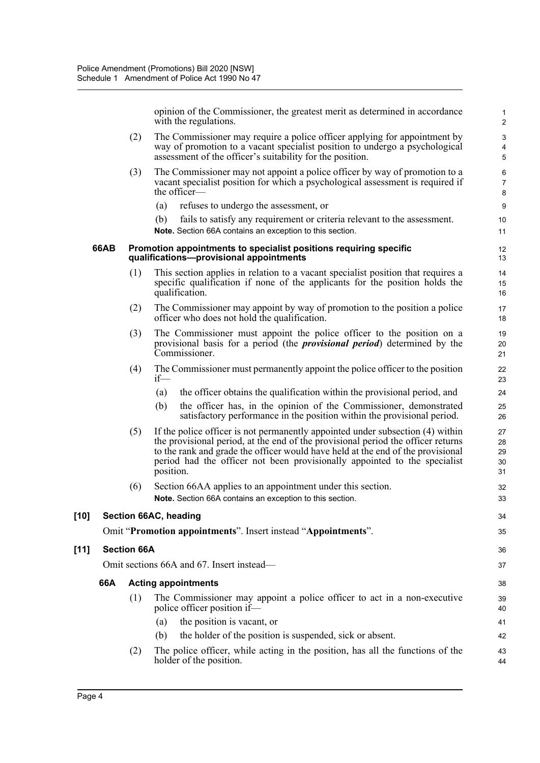opinion of the Commissioner, the greatest merit as determined in accordance with the regulations.

(2) The Commissioner may require a police officer applying for appointment by way of promotion to a vacant specialist position to undergo a psychological assessment of the officer's suitability for the position.

(3) The Commissioner may not appoint a police officer by way of promotion to a vacant specialist position for which a psychological assessment is required if the officer—

(a) refuses to undergo the assessment, or

(b) fails to satisfy any requirement or criteria relevant to the assessment.

**Note.** Section 66A contains an exception to this section.

### 66AB Promotion appointments to specialist positions requiring specific qualifications—provisional appointments

(1) This section applies in relation to a vacant specialist position that requires a specific qualification if none of the applicants for the position holds the qualification.

(2) The Commissioner may appoint by way of promotion to the position a police officer who does not hold the qualification.

(3) The Commissioner must appoint the police officer to the position on a provisional basis for a period (the ***provisional period***) determined by the Commissioner.

(4) The Commissioner must permanently appoint the police officer to the position if—

(a) the officer obtains the qualification within the provisional period, and

(b) the officer has, in the opinion of the Commissioner, demonstrated satisfactory performance in the position within the provisional period.

(5) If the police officer is not permanently appointed under subsection (4) within the provisional period, at the end of the provisional period the officer returns to the rank and grade the officer would have held at the end of the provisional period had the officer not been provisionally appointed to the specialist position.

(6) Section 66AA applies to an appointment under this section.

**Note.** Section 66A contains an exception to this section.

## [10] Section 66AC, heading

Omit "**Promotion appointments**". Insert instead "**Appointments**".

## [11] Section 66A

Omit sections 66A and 67. Insert instead—

### 66A Acting appointments

(1) The Commissioner may appoint a police officer to act in a non-executive police officer position if—

(a) the position is vacant, or

(b) the holder of the position is suspended, sick or absent.

(2) The police officer, while acting in the position, has all the functions of the holder of the position.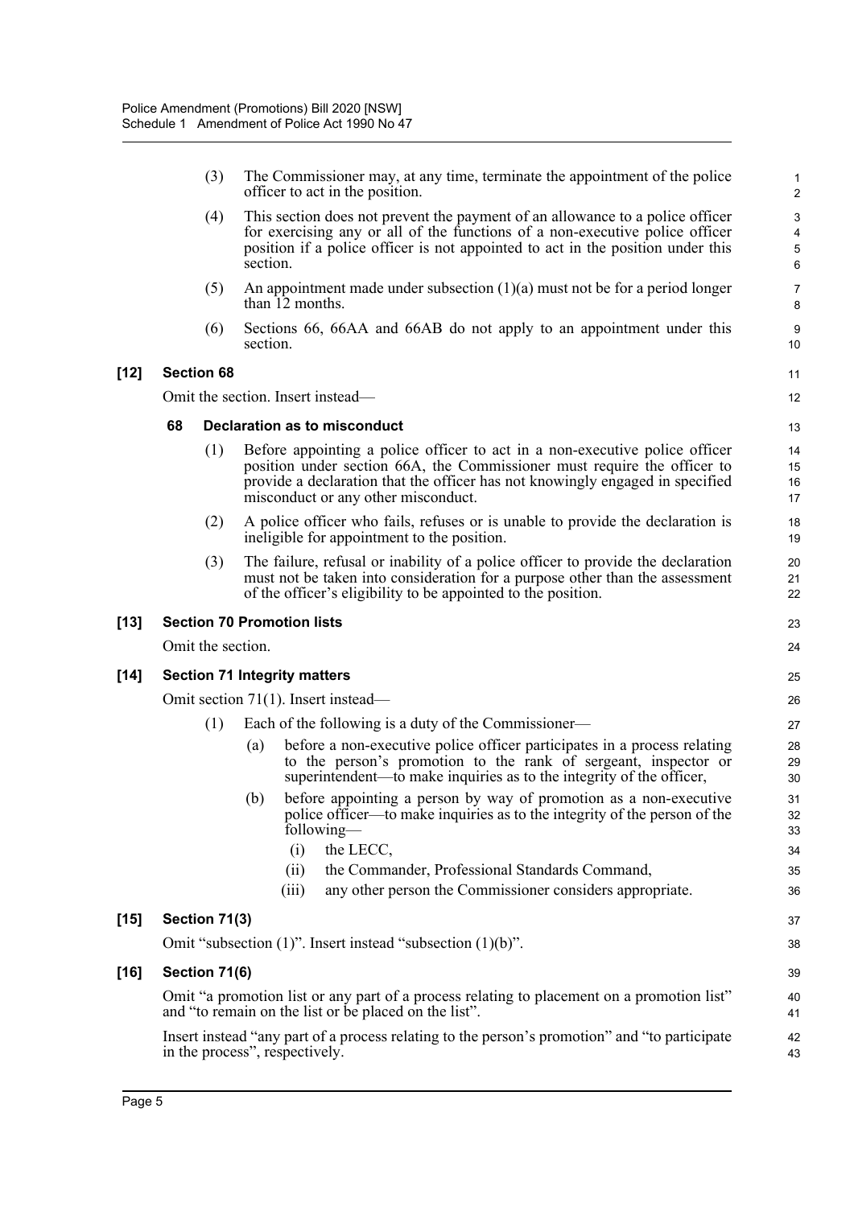(3) The Commissioner may, at any time, terminate the appointment of the police officer to act in the position.

(4) This section does not prevent the payment of an allowance to a police officer for exercising any or all of the functions of a non-executive police officer position if a police officer is not appointed to act in the position under this section.

(5) An appointment made under subsection (1)(a) must not be for a period longer than 12 months.

(6) Sections 66, 66AA and 66AB do not apply to an appointment under this section.

**[12] Section 68**

Omit the section. Insert instead—

**68 Declaration as to misconduct**

(1) Before appointing a police officer to act in a non-executive police officer position under section 66A, the Commissioner must require the officer to provide a declaration that the officer has not knowingly engaged in specified misconduct or any other misconduct.

(2) A police officer who fails, refuses or is unable to provide the declaration is ineligible for appointment to the position.

(3) The failure, refusal or inability of a police officer to provide the declaration must not be taken into consideration for a purpose other than the assessment of the officer's eligibility to be appointed to the position.

**[13] Section 70 Promotion lists**

Omit the section.

**[14] Section 71 Integrity matters**

Omit section 71(1). Insert instead—

(1) Each of the following is a duty of the Commissioner—

(a) before a non-executive police officer participates in a process relating to the person's promotion to the rank of sergeant, inspector or superintendent—to make inquiries as to the integrity of the officer,

(b) before appointing a person by way of promotion as a non-executive police officer—to make inquiries as to the integrity of the person of the following—

(i) the LECC,

(ii) the Commander, Professional Standards Command,

(iii) any other person the Commissioner considers appropriate.

**[15] Section 71(3)**

Omit "subsection (1)". Insert instead "subsection (1)(b)".

**[16] Section 71(6)**

Omit "a promotion list or any part of a process relating to placement on a promotion list" and "to remain on the list or be placed on the list".

Insert instead "any part of a process relating to the person's promotion" and "to participate in the process", respectively.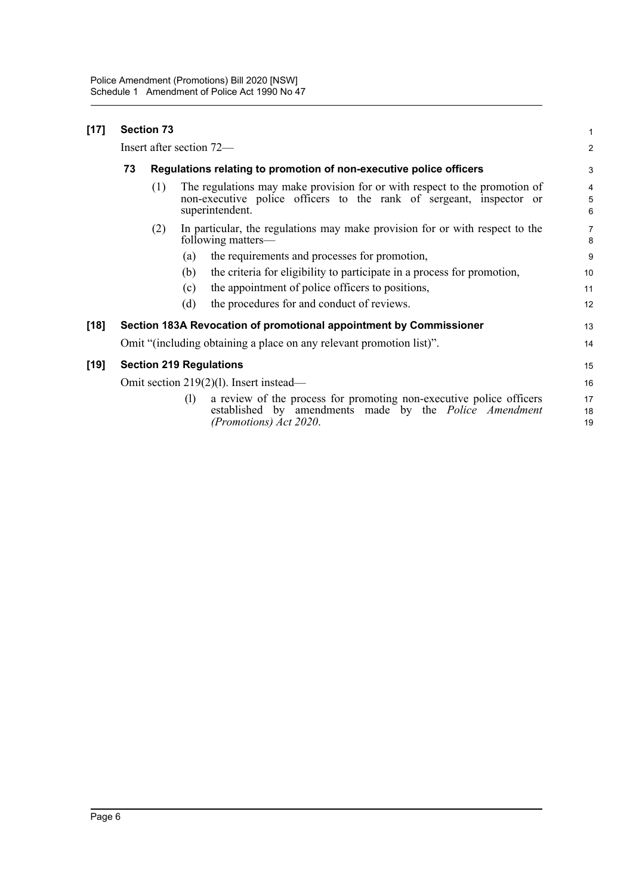**[17] Section 73**

Insert after section 72—

### 73 Regulations relating to promotion of non-executive police officers

(1) The regulations may make provision for or with respect to the promotion of non-executive police officers to the rank of sergeant, inspector or superintendent.

(2) In particular, the regulations may make provision for or with respect to the following matters—

(a) the requirements and processes for promotion,

(b) the criteria for eligibility to participate in a process for promotion,

(c) the appointment of police officers to positions,

(d) the procedures for and conduct of reviews.

**[18] Section 183A Revocation of promotional appointment by Commissioner**

Omit "(including obtaining a place on any relevant promotion list)".

**[19] Section 219 Regulations**

Omit section 219(2)(l). Insert instead—

(l) a review of the process for promoting non-executive police officers established by amendments made by the *Police Amendment (Promotions) Act 2020*.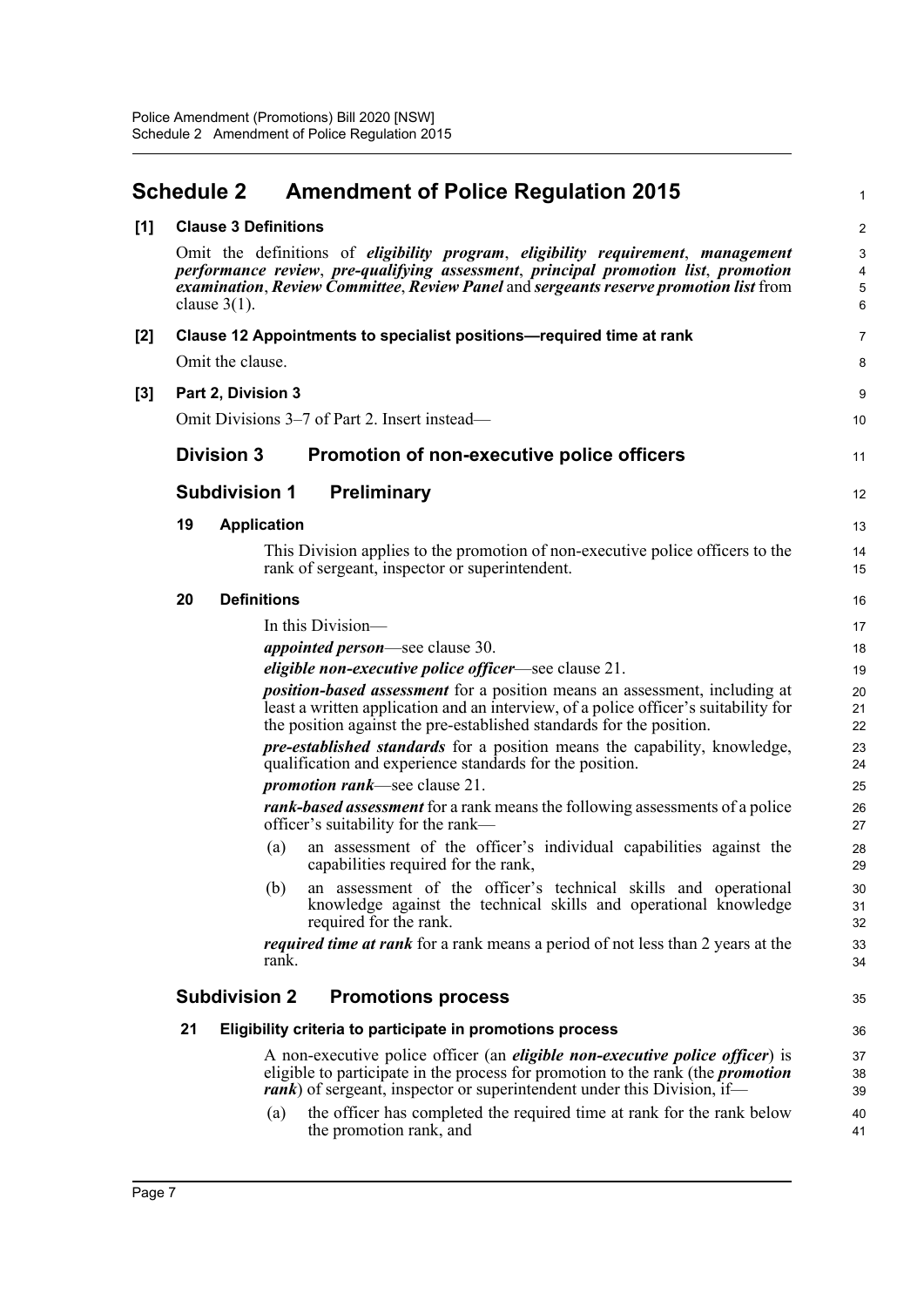# Schedule 2 Amendment of Police Regulation 2015

**[1] Clause 3 Definitions**

Omit the definitions of ***eligibility program***, ***eligibility requirement***, ***management performance review***, ***pre-qualifying assessment***, ***principal promotion list***, ***promotion examination***, ***Review Committee***, ***Review Panel*** and ***sergeants reserve promotion list*** from clause 3(1).

**[2] Clause 12 Appointments to specialist positions—required time at rank**

Omit the clause.

**[3] Part 2, Division 3**

Omit Divisions 3–7 of Part 2. Insert instead—

## Division 3 Promotion of non-executive police officers

### Subdivision 1 Preliminary

**19 Application**

This Division applies to the promotion of non-executive police officers to the rank of sergeant, inspector or superintendent.

**20 Definitions**

In this Division—

***appointed person***—see clause 30.

***eligible non-executive police officer***—see clause 21.

***position-based assessment*** for a position means an assessment, including at least a written application and an interview, of a police officer's suitability for the position against the pre-established standards for the position.

***pre-established standards*** for a position means the capability, knowledge, qualification and experience standards for the position.

***promotion rank***—see clause 21.

***rank-based assessment*** for a rank means the following assessments of a police officer's suitability for the rank—

(a) an assessment of the officer's individual capabilities against the capabilities required for the rank,

(b) an assessment of the officer's technical skills and operational knowledge against the technical skills and operational knowledge required for the rank.

***required time at rank*** for a rank means a period of not less than 2 years at the rank.

### Subdivision 2 Promotions process

**21 Eligibility criteria to participate in promotions process**

A non-executive police officer (an ***eligible non-executive police officer***) is eligible to participate in the process for promotion to the rank (the ***promotion rank***) of sergeant, inspector or superintendent under this Division, if—

(a) the officer has completed the required time at rank for the rank below the promotion rank, and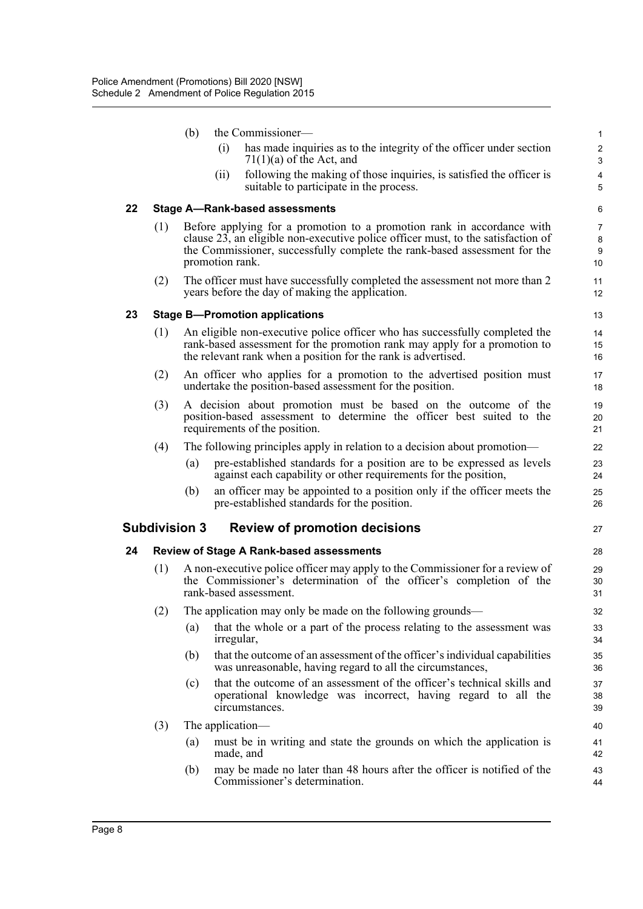(b) the Commissioner—

(i) has made inquiries as to the integrity of the officer under section 71(1)(a) of the Act, and

(ii) following the making of those inquiries, is satisfied the officer is suitable to participate in the process.

**22 Stage A—Rank-based assessments**

(1) Before applying for a promotion to a promotion rank in accordance with clause 23, an eligible non-executive police officer must, to the satisfaction of the Commissioner, successfully complete the rank-based assessment for the promotion rank.

(2) The officer must have successfully completed the assessment not more than 2 years before the day of making the application.

**23 Stage B—Promotion applications**

(1) An eligible non-executive police officer who has successfully completed the rank-based assessment for the promotion rank may apply for a promotion to the relevant rank when a position for the rank is advertised.

(2) An officer who applies for a promotion to the advertised position must undertake the position-based assessment for the position.

(3) A decision about promotion must be based on the outcome of the position-based assessment to determine the officer best suited to the requirements of the position.

(4) The following principles apply in relation to a decision about promotion—

(a) pre-established standards for a position are to be expressed as levels against each capability or other requirements for the position,

(b) an officer may be appointed to a position only if the officer meets the pre-established standards for the position.

## Subdivision 3 Review of promotion decisions

**24 Review of Stage A Rank-based assessments**

(1) A non-executive police officer may apply to the Commissioner for a review of the Commissioner's determination of the officer's completion of the rank-based assessment.

(2) The application may only be made on the following grounds—

(a) that the whole or a part of the process relating to the assessment was irregular,

(b) that the outcome of an assessment of the officer's individual capabilities was unreasonable, having regard to all the circumstances,

(c) that the outcome of an assessment of the officer's technical skills and operational knowledge was incorrect, having regard to all the circumstances.

(3) The application—

(a) must be in writing and state the grounds on which the application is made, and

(b) may be made no later than 48 hours after the officer is notified of the Commissioner's determination.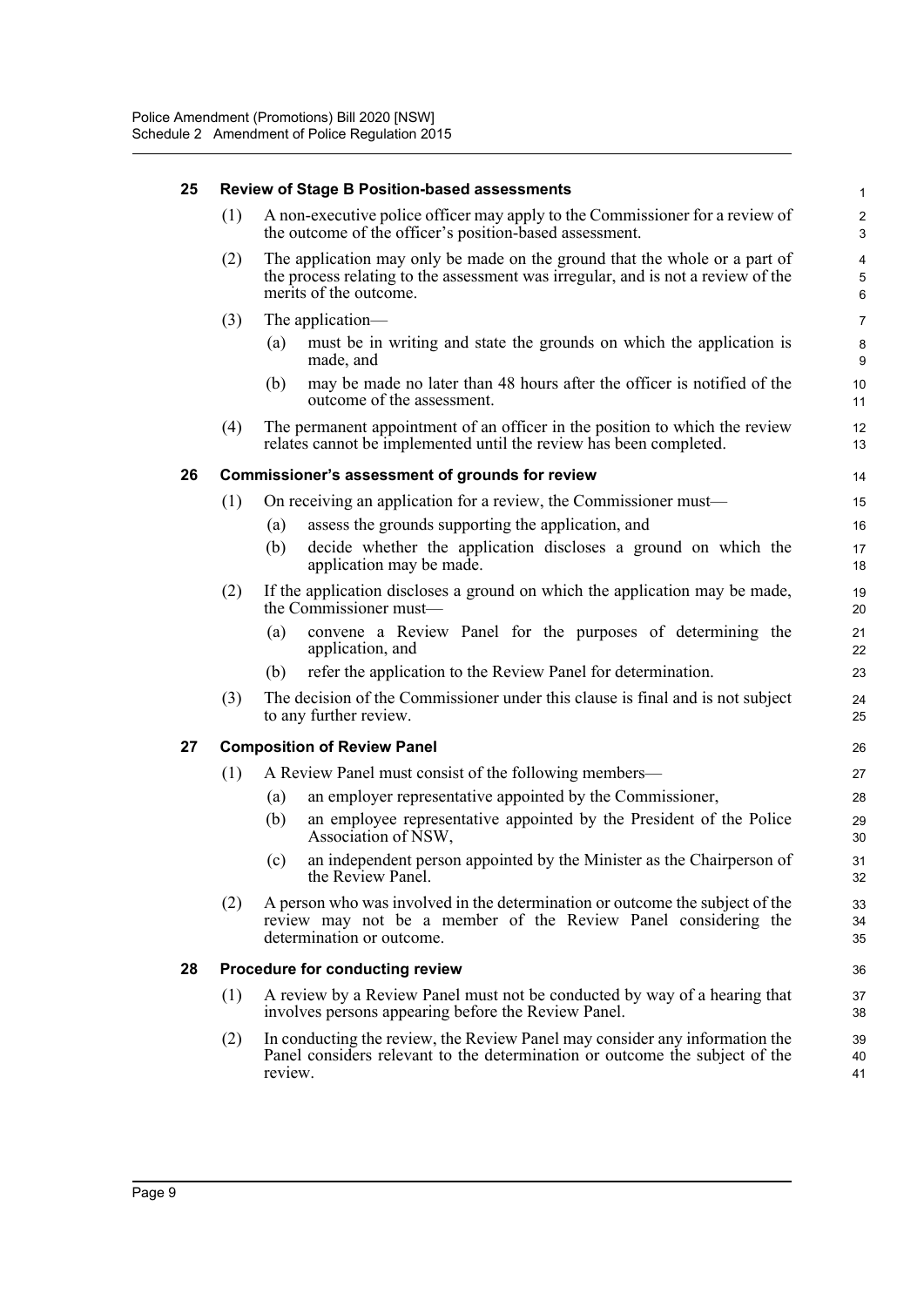### 25 Review of Stage B Position-based assessments

(1) A non-executive police officer may apply to the Commissioner for a review of the outcome of the officer's position-based assessment.

(2) The application may only be made on the ground that the whole or a part of the process relating to the assessment was irregular, and is not a review of the merits of the outcome.

(3) The application—

- (a) must be in writing and state the grounds on which the application is made, and
- (b) may be made no later than 48 hours after the officer is notified of the outcome of the assessment.

(4) The permanent appointment of an officer in the position to which the review relates cannot be implemented until the review has been completed.

### 26 Commissioner's assessment of grounds for review

(1) On receiving an application for a review, the Commissioner must—

- (a) assess the grounds supporting the application, and
- (b) decide whether the application discloses a ground on which the application may be made.

(2) If the application discloses a ground on which the application may be made, the Commissioner must—

- (a) convene a Review Panel for the purposes of determining the application, and
- (b) refer the application to the Review Panel for determination.

(3) The decision of the Commissioner under this clause is final and is not subject to any further review.

### 27 Composition of Review Panel

(1) A Review Panel must consist of the following members—

- (a) an employer representative appointed by the Commissioner,
- (b) an employee representative appointed by the President of the Police Association of NSW,
- (c) an independent person appointed by the Minister as the Chairperson of the Review Panel.

(2) A person who was involved in the determination or outcome the subject of the review may not be a member of the Review Panel considering the determination or outcome.

### 28 Procedure for conducting review

(1) A review by a Review Panel must not be conducted by way of a hearing that involves persons appearing before the Review Panel.

(2) In conducting the review, the Review Panel may consider any information the Panel considers relevant to the determination or outcome the subject of the review.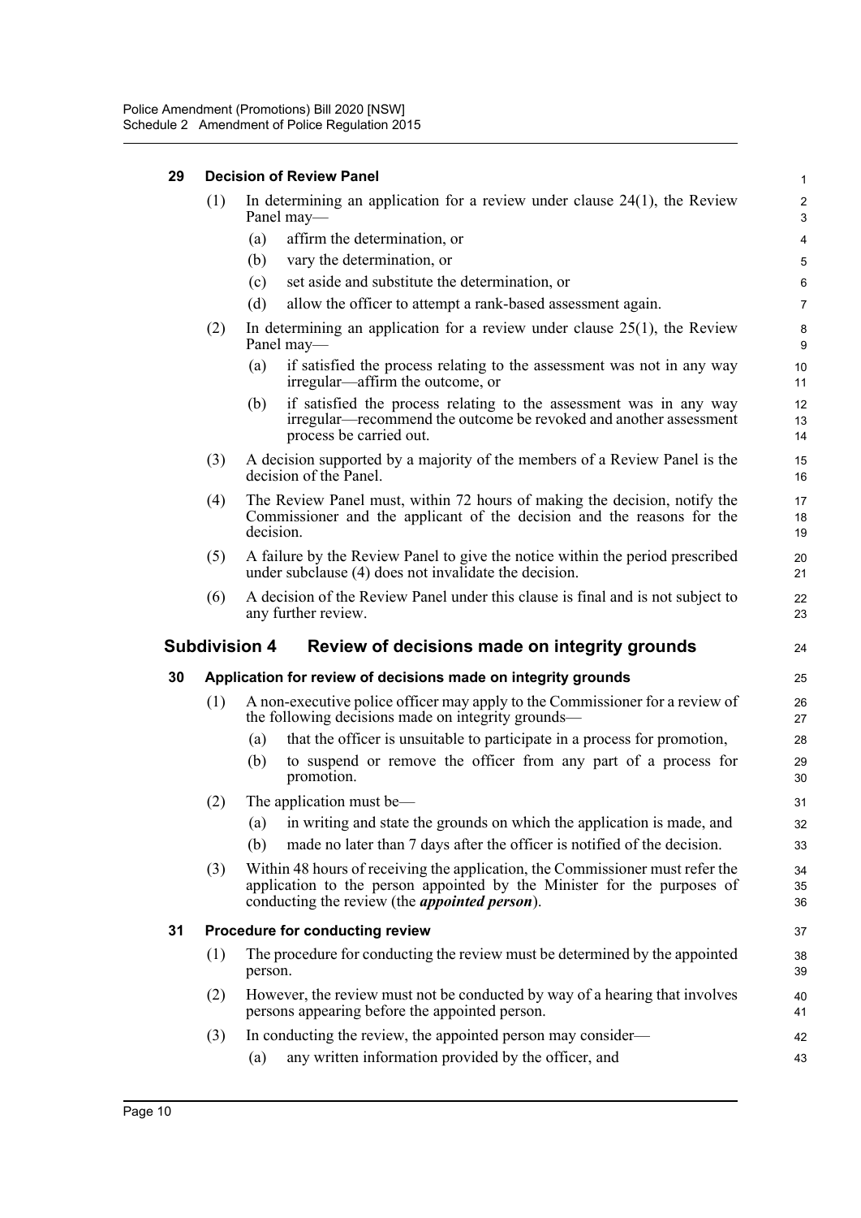**29 Decision of Review Panel**

(1) In determining an application for a review under clause 24(1), the Review Panel may—

(a) affirm the determination, or

(b) vary the determination, or

(c) set aside and substitute the determination, or

(d) allow the officer to attempt a rank-based assessment again.

(2) In determining an application for a review under clause 25(1), the Review Panel may—

(a) if satisfied the process relating to the assessment was not in any way irregular—affirm the outcome, or

(b) if satisfied the process relating to the assessment was in any way irregular—recommend the outcome be revoked and another assessment process be carried out.

(3) A decision supported by a majority of the members of a Review Panel is the decision of the Panel.

(4) The Review Panel must, within 72 hours of making the decision, notify the Commissioner and the applicant of the decision and the reasons for the decision.

(5) A failure by the Review Panel to give the notice within the period prescribed under subclause (4) does not invalidate the decision.

(6) A decision of the Review Panel under this clause is final and is not subject to any further review.

## Subdivision 4 Review of decisions made on integrity grounds

**30 Application for review of decisions made on integrity grounds**

(1) A non-executive police officer may apply to the Commissioner for a review of the following decisions made on integrity grounds—

(a) that the officer is unsuitable to participate in a process for promotion,

(b) to suspend or remove the officer from any part of a process for promotion.

(2) The application must be—

(a) in writing and state the grounds on which the application is made, and

(b) made no later than 7 days after the officer is notified of the decision.

(3) Within 48 hours of receiving the application, the Commissioner must refer the application to the person appointed by the Minister for the purposes of conducting the review (the ***appointed person***).

**31 Procedure for conducting review**

(1) The procedure for conducting the review must be determined by the appointed person.

(2) However, the review must not be conducted by way of a hearing that involves persons appearing before the appointed person.

(3) In conducting the review, the appointed person may consider—

(a) any written information provided by the officer, and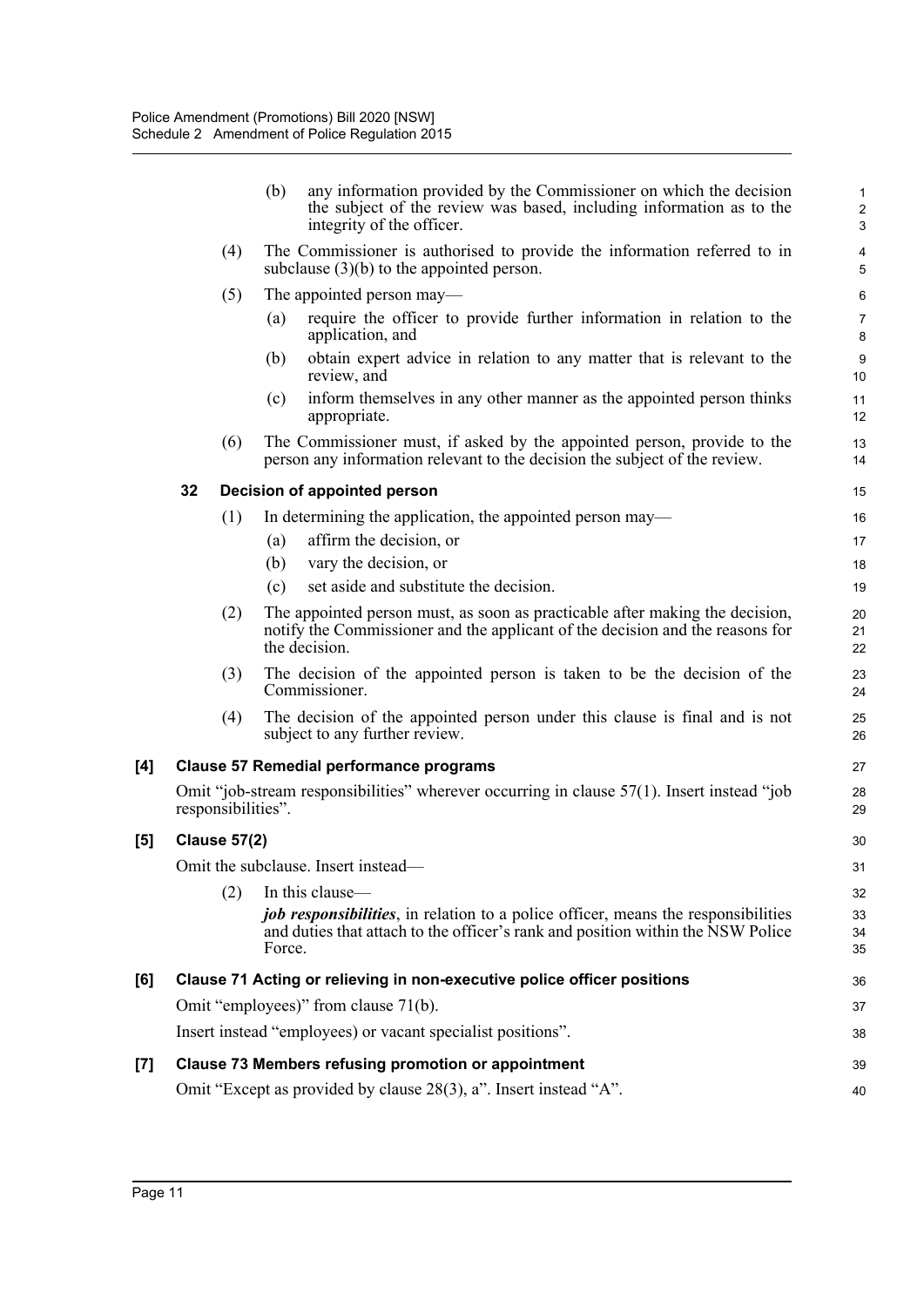(b) any information provided by the Commissioner on which the decision the subject of the review was based, including information as to the integrity of the officer.

(4) The Commissioner is authorised to provide the information referred to in subclause (3)(b) to the appointed person.

(5) The appointed person may—

(a) require the officer to provide further information in relation to the application, and

(b) obtain expert advice in relation to any matter that is relevant to the review, and

(c) inform themselves in any other manner as the appointed person thinks appropriate.

(6) The Commissioner must, if asked by the appointed person, provide to the person any information relevant to the decision the subject of the review.

### 32 Decision of appointed person

(1) In determining the application, the appointed person may—

(a) affirm the decision, or

(b) vary the decision, or

(c) set aside and substitute the decision.

(2) The appointed person must, as soon as practicable after making the decision, notify the Commissioner and the applicant of the decision and the reasons for the decision.

(3) The decision of the appointed person is taken to be the decision of the Commissioner.

(4) The decision of the appointed person under this clause is final and is not subject to any further review.

### [4] Clause 57 Remedial performance programs

Omit "job-stream responsibilities" wherever occurring in clause 57(1). Insert instead "job responsibilities".

### [5] Clause 57(2)

Omit the subclause. Insert instead—

(2) In this clause—

***job responsibilities***, in relation to a police officer, means the responsibilities and duties that attach to the officer's rank and position within the NSW Police Force.

### [6] Clause 71 Acting or relieving in non-executive police officer positions

Omit "employees)" from clause 71(b).

Insert instead "employees) or vacant specialist positions".

### [7] Clause 73 Members refusing promotion or appointment

Omit "Except as provided by clause 28(3), a". Insert instead "A".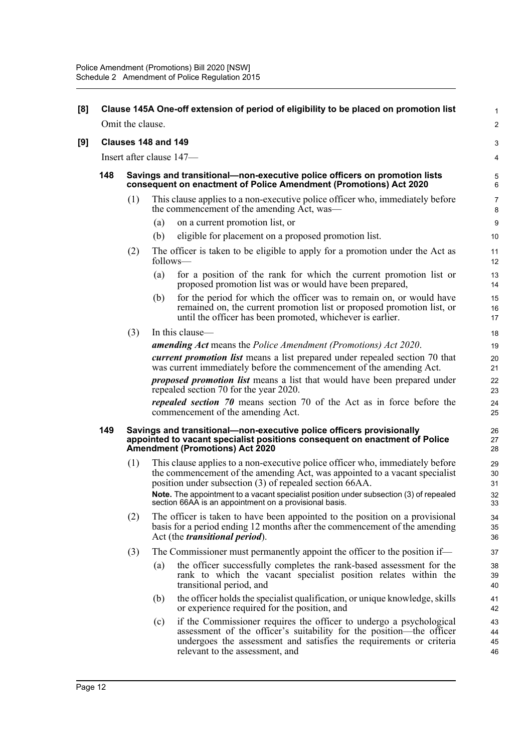**[8] Clause 145A One-off extension of period of eligibility to be placed on promotion list**

Omit the clause.

**[9] Clauses 148 and 149**

Insert after clause 147—

**148 Savings and transitional—non-executive police officers on promotion lists consequent on enactment of Police Amendment (Promotions) Act 2020**

(1) This clause applies to a non-executive police officer who, immediately before the commencement of the amending Act, was—

(a) on a current promotion list, or

(b) eligible for placement on a proposed promotion list.

(2) The officer is taken to be eligible to apply for a promotion under the Act as follows—

(a) for a position of the rank for which the current promotion list or proposed promotion list was or would have been prepared,

(b) for the period for which the officer was to remain on, or would have remained on, the current promotion list or proposed promotion list, or until the officer has been promoted, whichever is earlier.

(3) In this clause—

***amending Act*** means the *Police Amendment (Promotions) Act 2020*.

***current promotion list*** means a list prepared under repealed section 70 that was current immediately before the commencement of the amending Act.

***proposed promotion list*** means a list that would have been prepared under repealed section 70 for the year 2020.

***repealed section 70*** means section 70 of the Act as in force before the commencement of the amending Act.

**149 Savings and transitional—non-executive police officers provisionally appointed to vacant specialist positions consequent on enactment of Police Amendment (Promotions) Act 2020**

(1) This clause applies to a non-executive police officer who, immediately before the commencement of the amending Act, was appointed to a vacant specialist position under subsection (3) of repealed section 66AA.

**Note.** The appointment to a vacant specialist position under subsection (3) of repealed section 66AA is an appointment on a provisional basis.

(2) The officer is taken to have been appointed to the position on a provisional basis for a period ending 12 months after the commencement of the amending Act (the ***transitional period***).

(3) The Commissioner must permanently appoint the officer to the position if—

(a) the officer successfully completes the rank-based assessment for the rank to which the vacant specialist position relates within the transitional period, and

(b) the officer holds the specialist qualification, or unique knowledge, skills or experience required for the position, and

(c) if the Commissioner requires the officer to undergo a psychological assessment of the officer's suitability for the position—the officer undergoes the assessment and satisfies the requirements or criteria relevant to the assessment, and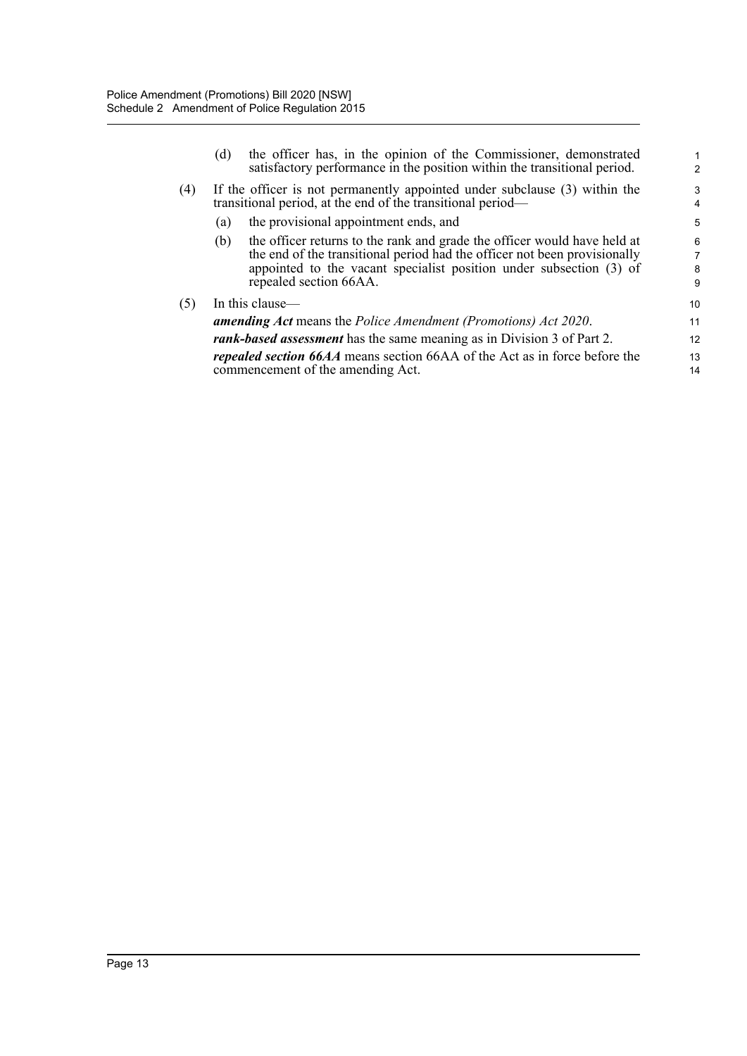(d) the officer has, in the opinion of the Commissioner, demonstrated satisfactory performance in the position within the transitional period.

(4) If the officer is not permanently appointed under subclause (3) within the transitional period, at the end of the transitional period—

(a) the provisional appointment ends, and

(b) the officer returns to the rank and grade the officer would have held at the end of the transitional period had the officer not been provisionally appointed to the vacant specialist position under subsection (3) of repealed section 66AA.

(5) In this clause—

***amending Act*** means the *Police Amendment (Promotions) Act 2020*.

***rank-based assessment*** has the same meaning as in Division 3 of Part 2.

***repealed section 66AA*** means section 66AA of the Act as in force before the commencement of the amending Act.